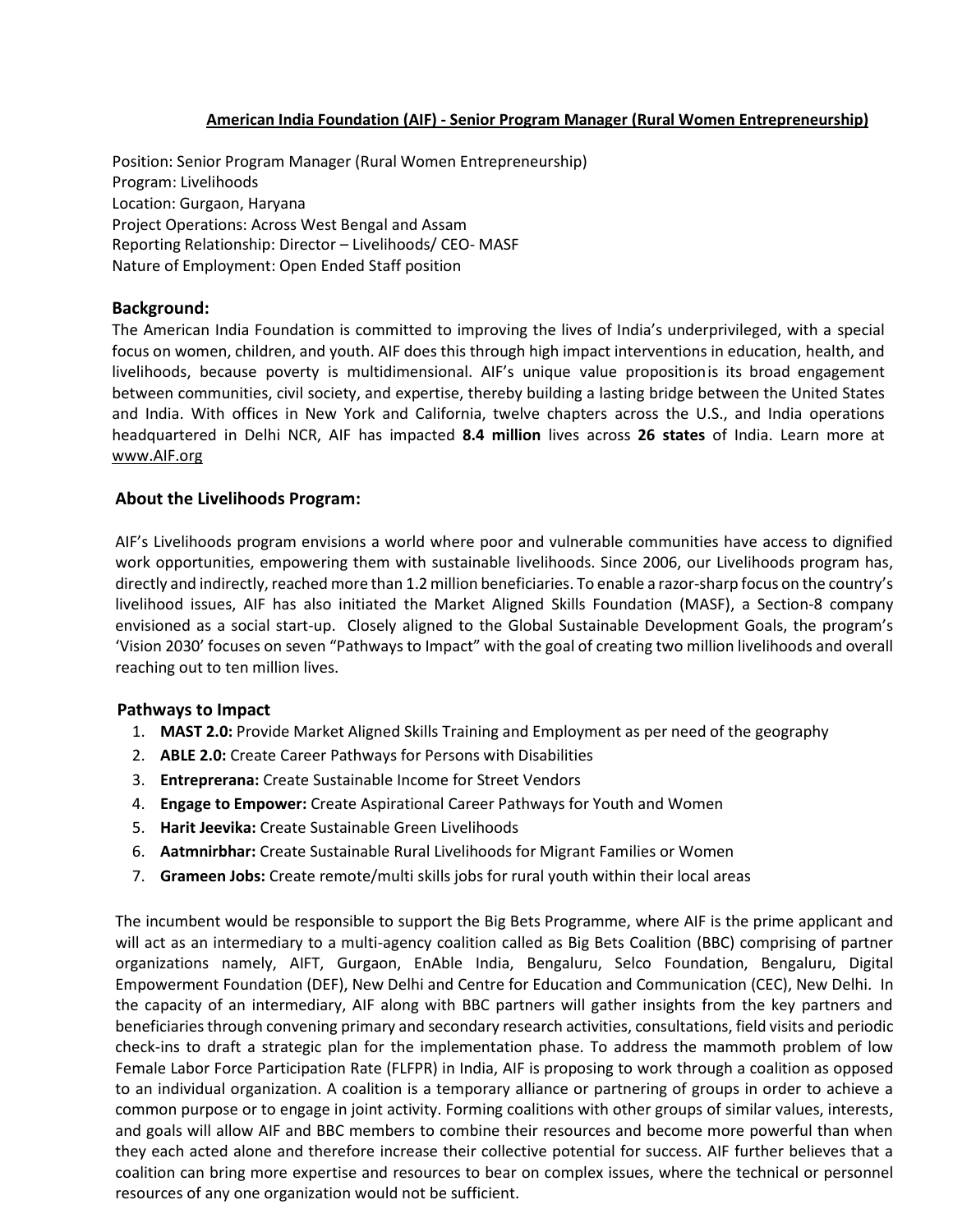# American India Foundation (AIF) - Senior Program Manager (Rural Women Entrepreneurship)

Position: Senior Program Manager (Rural Women Entrepreneurship)
Program: Livelihoods
Location: Gurgaon, Haryana
Project Operations: Across West Bengal and Assam
Reporting Relationship: Director – Livelihoods/ CEO- MASF
Nature of Employment: Open Ended Staff position

## Background:

The American India Foundation is committed to improving the lives of India's underprivileged, with a special focus on women, children, and youth. AIF does this through high impact interventions in education, health, and livelihoods, because poverty is multidimensional. AIF's unique value proposition is its broad engagement between communities, civil society, and expertise, thereby building a lasting bridge between the United States and India. With offices in New York and California, twelve chapters across the U.S., and India operations headquartered in Delhi NCR, AIF has impacted **8.4 million** lives across **26 states** of India. Learn more at www.AIF.org

## About the Livelihoods Program:

AIF's Livelihoods program envisions a world where poor and vulnerable communities have access to dignified work opportunities, empowering them with sustainable livelihoods. Since 2006, our Livelihoods program has, directly and indirectly, reached more than 1.2 million beneficiaries. To enable a razor-sharp focus on the country's livelihood issues, AIF has also initiated the Market Aligned Skills Foundation (MASF), a Section-8 company envisioned as a social start-up. Closely aligned to the Global Sustainable Development Goals, the program's 'Vision 2030' focuses on seven "Pathways to Impact" with the goal of creating two million livelihoods and overall reaching out to ten million lives.

### Pathways to Impact

1. **MAST 2.0:** Provide Market Aligned Skills Training and Employment as per need of the geography
2. **ABLE 2.0:** Create Career Pathways for Persons with Disabilities
3. **Entreprerana:** Create Sustainable Income for Street Vendors
4. **Engage to Empower:** Create Aspirational Career Pathways for Youth and Women
5. **Harit Jeevika:** Create Sustainable Green Livelihoods
6. **Aatmnirbhar:** Create Sustainable Rural Livelihoods for Migrant Families or Women
7. **Grameen Jobs:** Create remote/multi skills jobs for rural youth within their local areas

The incumbent would be responsible to support the Big Bets Programme, where AIF is the prime applicant and will act as an intermediary to a multi-agency coalition called as Big Bets Coalition (BBC) comprising of partner organizations namely, AIFT, Gurgaon, EnAble India, Bengaluru, Selco Foundation, Bengaluru, Digital Empowerment Foundation (DEF), New Delhi and Centre for Education and Communication (CEC), New Delhi. In the capacity of an intermediary, AIF along with BBC partners will gather insights from the key partners and beneficiaries through convening primary and secondary research activities, consultations, field visits and periodic check-ins to draft a strategic plan for the implementation phase. To address the mammoth problem of low Female Labor Force Participation Rate (FLFPR) in India, AIF is proposing to work through a coalition as opposed to an individual organization. A coalition is a temporary alliance or partnering of groups in order to achieve a common purpose or to engage in joint activity. Forming coalitions with other groups of similar values, interests, and goals will allow AIF and BBC members to combine their resources and become more powerful than when they each acted alone and therefore increase their collective potential for success. AIF further believes that a coalition can bring more expertise and resources to bear on complex issues, where the technical or personnel resources of any one organization would not be sufficient.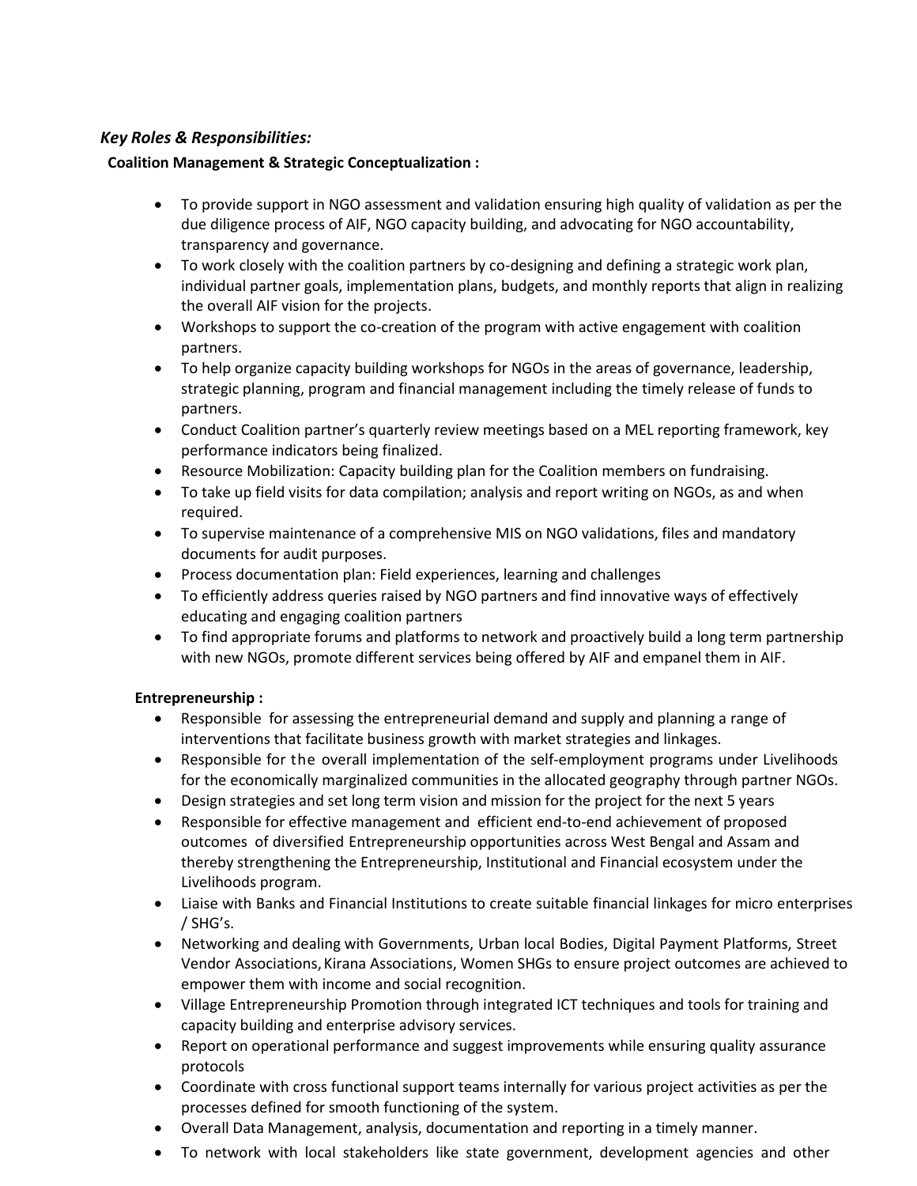### *Key Roles & Responsibilities:*

**Coalition Management & Strategic Conceptualization :**

- To provide support in NGO assessment and validation ensuring high quality of validation as per the due diligence process of AIF, NGO capacity building, and advocating for NGO accountability, transparency and governance.
- To work closely with the coalition partners by co-designing and defining a strategic work plan, individual partner goals, implementation plans, budgets, and monthly reports that align in realizing the overall AIF vision for the projects.
- Workshops to support the co-creation of the program with active engagement with coalition partners.
- To help organize capacity building workshops for NGOs in the areas of governance, leadership, strategic planning, program and financial management including the timely release of funds to partners.
- Conduct Coalition partner's quarterly review meetings based on a MEL reporting framework, key performance indicators being finalized.
- Resource Mobilization: Capacity building plan for the Coalition members on fundraising.
- To take up field visits for data compilation; analysis and report writing on NGOs, as and when required.
- To supervise maintenance of a comprehensive MIS on NGO validations, files and mandatory documents for audit purposes.
- Process documentation plan: Field experiences, learning and challenges
- To efficiently address queries raised by NGO partners and find innovative ways of effectively educating and engaging coalition partners
- To find appropriate forums and platforms to network and proactively build a long term partnership with new NGOs, promote different services being offered by AIF and empanel them in AIF.

**Entrepreneurship :**

- Responsible for assessing the entrepreneurial demand and supply and planning a range of interventions that facilitate business growth with market strategies and linkages.
- Responsible for the overall implementation of the self-employment programs under Livelihoods for the economically marginalized communities in the allocated geography through partner NGOs.
- Design strategies and set long term vision and mission for the project for the next 5 years
- Responsible for effective management and efficient end-to-end achievement of proposed outcomes of diversified Entrepreneurship opportunities across West Bengal and Assam and thereby strengthening the Entrepreneurship, Institutional and Financial ecosystem under the Livelihoods program.
- Liaise with Banks and Financial Institutions to create suitable financial linkages for micro enterprises / SHG's.
- Networking and dealing with Governments, Urban local Bodies, Digital Payment Platforms, Street Vendor Associations, Kirana Associations, Women SHGs to ensure project outcomes are achieved to empower them with income and social recognition.
- Village Entrepreneurship Promotion through integrated ICT techniques and tools for training and capacity building and enterprise advisory services.
- Report on operational performance and suggest improvements while ensuring quality assurance protocols
- Coordinate with cross functional support teams internally for various project activities as per the processes defined for smooth functioning of the system.
- Overall Data Management, analysis, documentation and reporting in a timely manner.
- To network with local stakeholders like state government, development agencies and other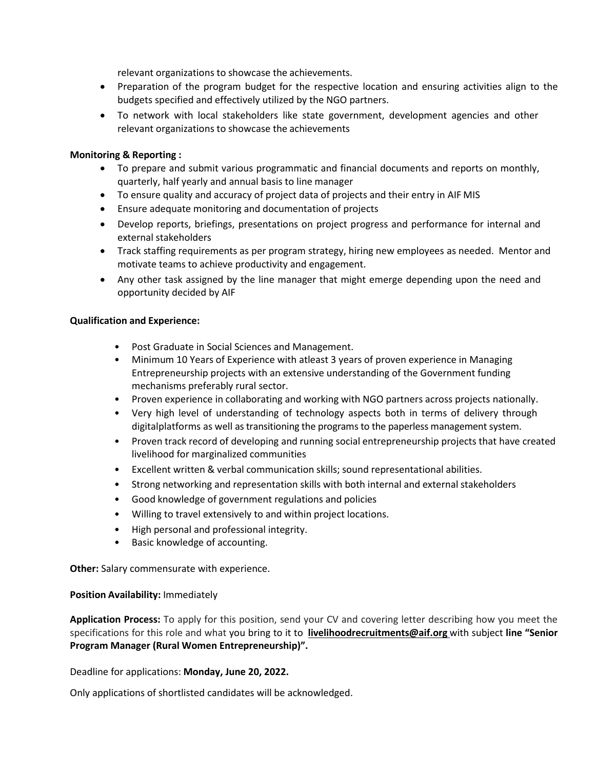relevant organizations to showcase the achievements.

- Preparation of the program budget for the respective location and ensuring activities align to the budgets specified and effectively utilized by the NGO partners.
- To network with local stakeholders like state government, development agencies and other relevant organizations to showcase the achievements

**Monitoring & Reporting :**

- To prepare and submit various programmatic and financial documents and reports on monthly, quarterly, half yearly and annual basis to line manager
- To ensure quality and accuracy of project data of projects and their entry in AIF MIS
- Ensure adequate monitoring and documentation of projects
- Develop reports, briefings, presentations on project progress and performance for internal and external stakeholders
- Track staffing requirements as per program strategy, hiring new employees as needed. Mentor and motivate teams to achieve productivity and engagement.
- Any other task assigned by the line manager that might emerge depending upon the need and opportunity decided by AIF

**Qualification and Experience:**

- Post Graduate in Social Sciences and Management.
- Minimum 10 Years of Experience with atleast 3 years of proven experience in Managing Entrepreneurship projects with an extensive understanding of the Government funding mechanisms preferably rural sector.
- Proven experience in collaborating and working with NGO partners across projects nationally.
- Very high level of understanding of technology aspects both in terms of delivery through digitalplatforms as well as transitioning the programs to the paperless management system.
- Proven track record of developing and running social entrepreneurship projects that have created livelihood for marginalized communities
- Excellent written & verbal communication skills; sound representational abilities.
- Strong networking and representation skills with both internal and external stakeholders
- Good knowledge of government regulations and policies
- Willing to travel extensively to and within project locations.
- High personal and professional integrity.
- Basic knowledge of accounting.

**Other:** Salary commensurate with experience.

**Position Availability:** Immediately

**Application Process:** To apply for this position, send your CV and covering letter describing how you meet the specifications for this role and what you bring to it to **livelihoodrecruitments@aif.org** with subject **line "Senior Program Manager (Rural Women Entrepreneurship)".**

Deadline for applications: **Monday, June 20, 2022.**

Only applications of shortlisted candidates will be acknowledged.